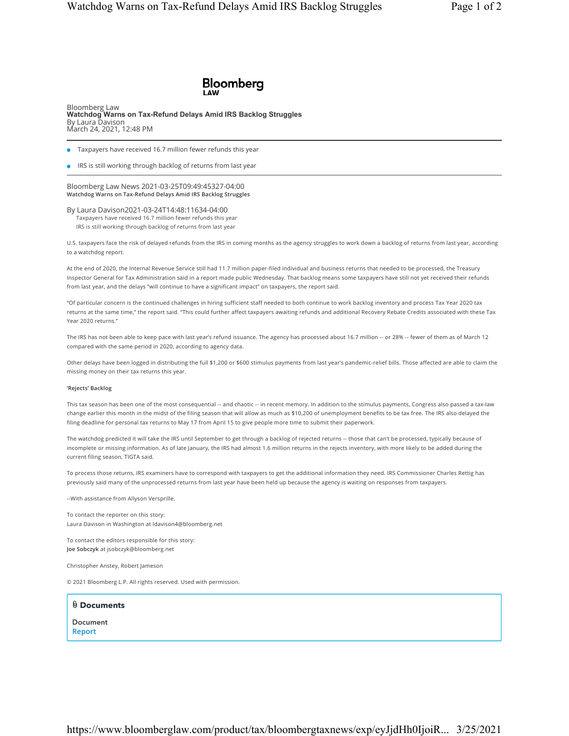**Bloomberg LAW**

Bloomberg Law
**Watchdog Warns on Tax-Refund Delays Amid IRS Backlog Struggles**
By Laura Davison
March 24, 2021, 12:48 PM

- Taxpayers have received 16.7 million fewer refunds this year
- IRS is still working through backlog of returns from last year

Bloomberg Law News 2021-03-25T09:49:45327-04:00
**Watchdog Warns on Tax-Refund Delays Amid IRS Backlog Struggles**

By Laura Davison2021-03-24T14:48:11634-04:00
Taxpayers have received 16.7 million fewer refunds this year
IRS is still working through backlog of returns from last year

U.S. taxpayers face the risk of delayed refunds from the IRS in coming months as the agency struggles to work down a backlog of returns from last year, according to a watchdog report.

At the end of 2020, the Internal Revenue Service still had 11.7 million paper-filed individual and business returns that needed to be processed, the Treasury Inspector General for Tax Administration said in a report made public Wednesday. That backlog means some taxpayers have still not yet received their refunds from last year, and the delays "will continue to have a significant impact" on taxpayers, the report said.

"Of particular concern is the continued challenges in hiring sufficient staff needed to both continue to work backlog inventory and process Tax Year 2020 tax returns at the same time," the report said. "This could further affect taxpayers awaiting refunds and additional Recovery Rebate Credits associated with these Tax Year 2020 returns."

The IRS has not been able to keep pace with last year's refund issuance. The agency has processed about 16.7 million -- or 28% -- fewer of them as of March 12 compared with the same period in 2020, according to agency data.

Other delays have been logged in distributing the full $1,200 or $600 stimulus payments from last year's pandemic-relief bills. Those affected are able to claim the missing money on their tax returns this year.

**'Rejects' Backlog**

This tax season has been one of the most consequential -- and chaotic -- in recent memory. In addition to the stimulus payments, Congress also passed a tax-law change earlier this month in the midst of the filing season that will allow as much as $10,200 of unemployment benefits to be tax free. The IRS also delayed the filing deadline for personal tax returns to May 17 from April 15 to give people more time to submit their paperwork.

The watchdog predicted it will take the IRS until September to get through a backlog of rejected returns -- those that can't be processed, typically because of incomplete or missing information. As of late January, the IRS had almost 1.6 million returns in the rejects inventory, with more likely to be added during the current filing season, TIGTA said.

To process those returns, IRS examiners have to correspond with taxpayers to get the additional information they need. IRS Commissioner Charles Rettig has previously said many of the unprocessed returns from last year have been held up because the agency is waiting on responses from taxpayers.

--With assistance from Allyson Versprille.

To contact the reporter on this story:
Laura Davison in Washington at ldavison4@bloomberg.net

To contact the editors responsible for this story:
**Joe Sobczyk** at jsobczyk@bloomberg.net

Christopher Anstey, Robert Jameson

© 2021 Bloomberg L.P. All rights reserved. Used with permission.

**Documents**

**Document**
Report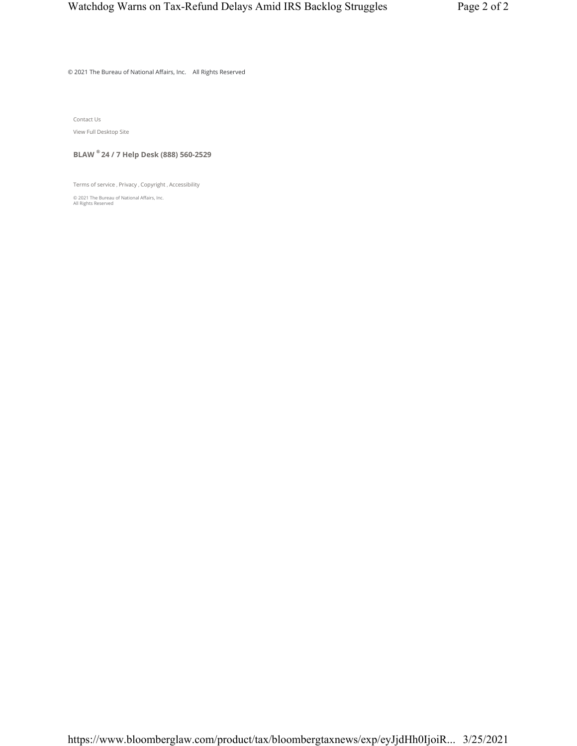© 2021 The Bureau of National Affairs, Inc. All Rights Reserved

Contact Us

View Full Desktop Site

**BLAW ® 24 / 7 Help Desk (888) 560-2529**

Terms of service , Privacy , Copyright , Accessibility

© 2021 The Bureau of National Affairs, Inc.
All Rights Reserved